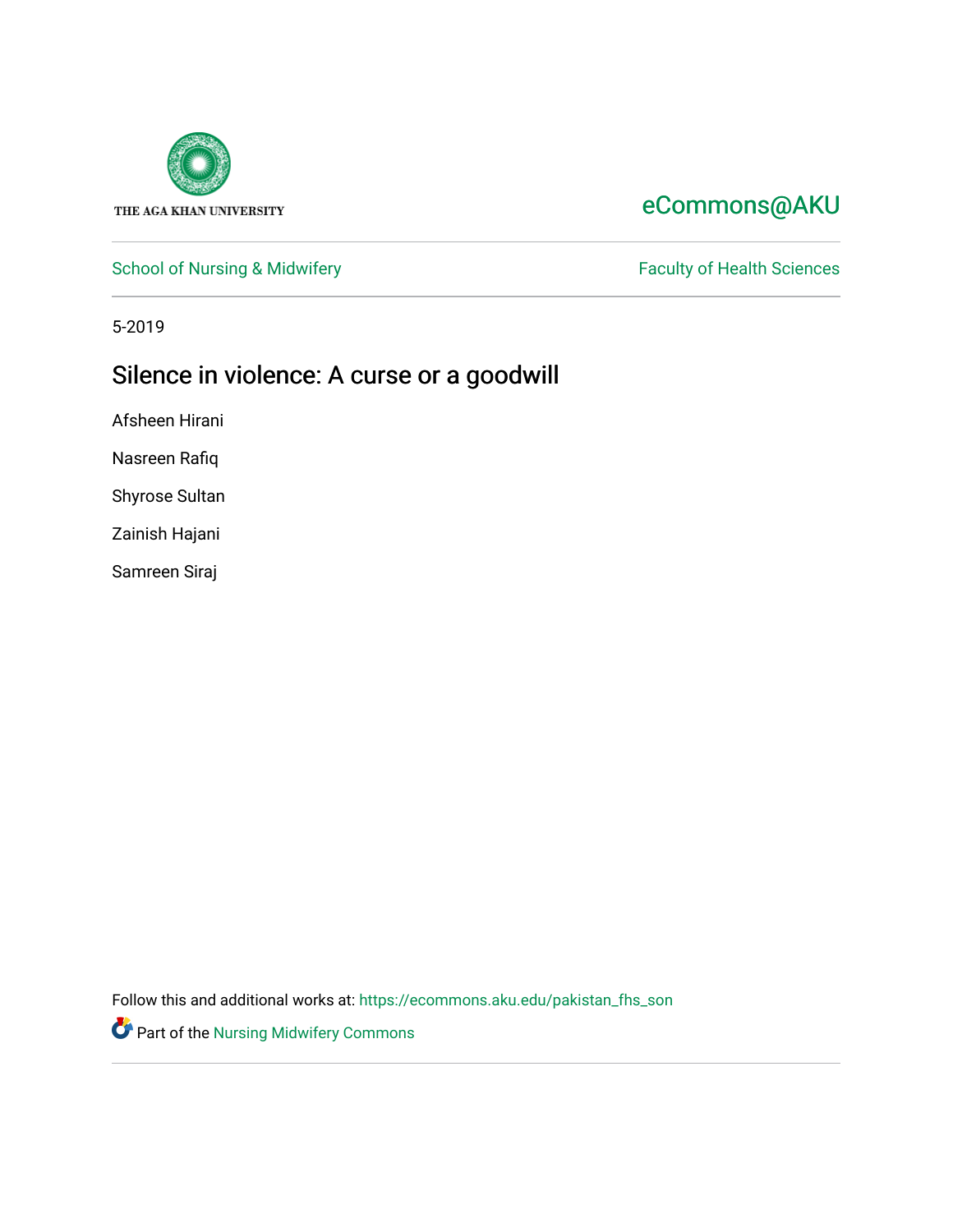THE AGA KHAN UNIVERSITY

eCommons@AKU

School of Nursing & Midwifery

Faculty of Health Sciences

5-2019

# Silence in violence: A curse or a goodwill

Afsheen Hirani

Nasreen Rafiq

Shyrose Sultan

Zainish Hajani

Samreen Siraj

Follow this and additional works at: https://ecommons.aku.edu/pakistan_fhs_son

Part of the Nursing Midwifery Commons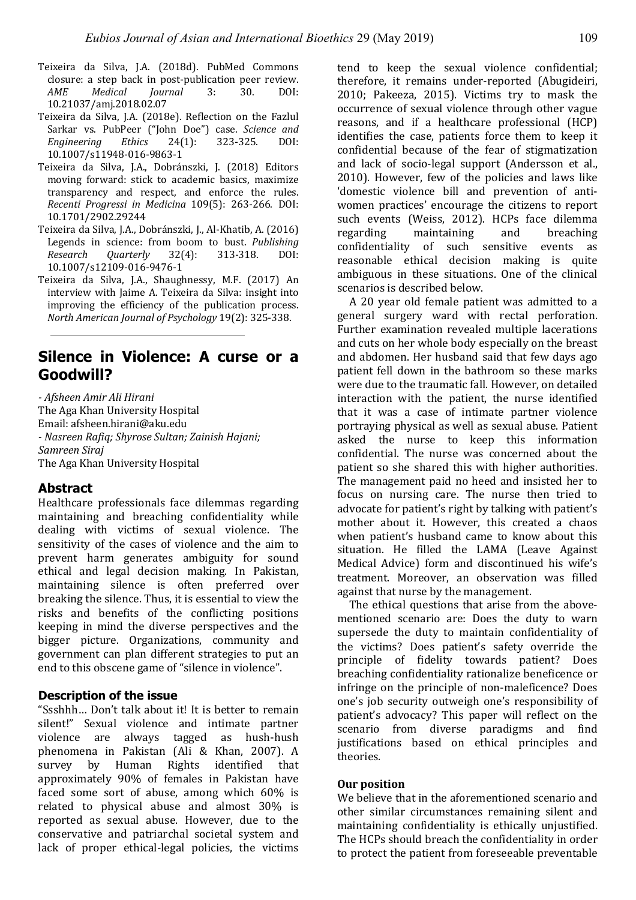Teixeira da Silva, J.A. (2018d). PubMed Commons closure: a step back in post-publication peer review. *AME Medical Journal* 3: 30. DOI: 10.21037/amj.2018.02.07

Teixeira da Silva, J.A. (2018e). Reflection on the Fazlul Sarkar vs. PubPeer ("John Doe") case. *Science and Engineering Ethics* 24(1): 323-325. DOI: 10.1007/s11948-016-9863-1

Teixeira da Silva, J.A., Dobránszki, J. (2018) Editors moving forward: stick to academic basics, maximize transparency and respect, and enforce the rules. *Recenti Progressi in Medicina* 109(5): 263-266. DOI: 10.1701/2902.29244

Teixeira da Silva, J.A., Dobránszki, J., Al-Khatib, A. (2016) Legends in science: from boom to bust. *Publishing Research Quarterly* 32(4): 313-318. DOI: 10.1007/s12109-016-9476-1

Teixeira da Silva, J.A., Shaughnessy, M.F. (2017) An interview with Jaime A. Teixeira da Silva: insight into improving the efficiency of the publication process. *North American Journal of Psychology* 19(2): 325-338.

---

# Silence in Violence: A curse or a Goodwill?

*- Afsheen Amir Ali Hirani*
The Aga Khan University Hospital
Email: afsheen.hirani@aku.edu
*- Nasreen Rafiq; Shyrose Sultan; Zainish Hajani; Samreen Siraj*
The Aga Khan University Hospital

## Abstract

Healthcare professionals face dilemmas regarding maintaining and breaching confidentiality while dealing with victims of sexual violence. The sensitivity of the cases of violence and the aim to prevent harm generates ambiguity for sound ethical and legal decision making. In Pakistan, maintaining silence is often preferred over breaking the silence. Thus, it is essential to view the risks and benefits of the conflicting positions keeping in mind the diverse perspectives and the bigger picture. Organizations, community and government can plan different strategies to put an end to this obscene game of "silence in violence".

### Description of the issue

"Ssshhh… Don't talk about it! It is better to remain silent!" Sexual violence and intimate partner violence are always tagged as hush-hush phenomena in Pakistan (Ali & Khan, 2007). A survey by Human Rights identified that approximately 90% of females in Pakistan have faced some sort of abuse, among which 60% is related to physical abuse and almost 30% is reported as sexual abuse. However, due to the conservative and patriarchal societal system and lack of proper ethical-legal policies, the victims tend to keep the sexual violence confidential; therefore, it remains under-reported (Abugideiri, 2010; Pakeeza, 2015). Victims try to mask the occurrence of sexual violence through other vague reasons, and if a healthcare professional (HCP) identifies the case, patients force them to keep it confidential because of the fear of stigmatization and lack of socio-legal support (Andersson et al., 2010). However, few of the policies and laws like 'domestic violence bill and prevention of anti-women practices' encourage the citizens to report such events (Weiss, 2012). HCPs face dilemma regarding maintaining and breaching confidentiality of such sensitive events as reasonable ethical decision making is quite ambiguous in these situations. One of the clinical scenarios is described below.

A 20 year old female patient was admitted to a general surgery ward with rectal perforation. Further examination revealed multiple lacerations and cuts on her whole body especially on the breast and abdomen. Her husband said that few days ago patient fell down in the bathroom so these marks were due to the traumatic fall. However, on detailed interaction with the patient, the nurse identified that it was a case of intimate partner violence portraying physical as well as sexual abuse. Patient asked the nurse to keep this information confidential. The nurse was concerned about the patient so she shared this with higher authorities. The management paid no heed and insisted her to focus on nursing care. The nurse then tried to advocate for patient's right by talking with patient's mother about it. However, this created a chaos when patient's husband came to know about this situation. He filled the LAMA (Leave Against Medical Advice) form and discontinued his wife's treatment. Moreover, an observation was filled against that nurse by the management.

The ethical questions that arise from the above-mentioned scenario are: Does the duty to warn supersede the duty to maintain confidentiality of the victims? Does patient's safety override the principle of fidelity towards patient? Does breaching confidentiality rationalize beneficence or infringe on the principle of non-maleficence? Does one's job security outweigh one's responsibility of patient's advocacy? This paper will reflect on the scenario from diverse paradigms and find justifications based on ethical principles and theories.

### Our position

We believe that in the aforementioned scenario and other similar circumstances remaining silent and maintaining confidentiality is ethically unjustified. The HCPs should breach the confidentiality in order to protect the patient from foreseeable preventable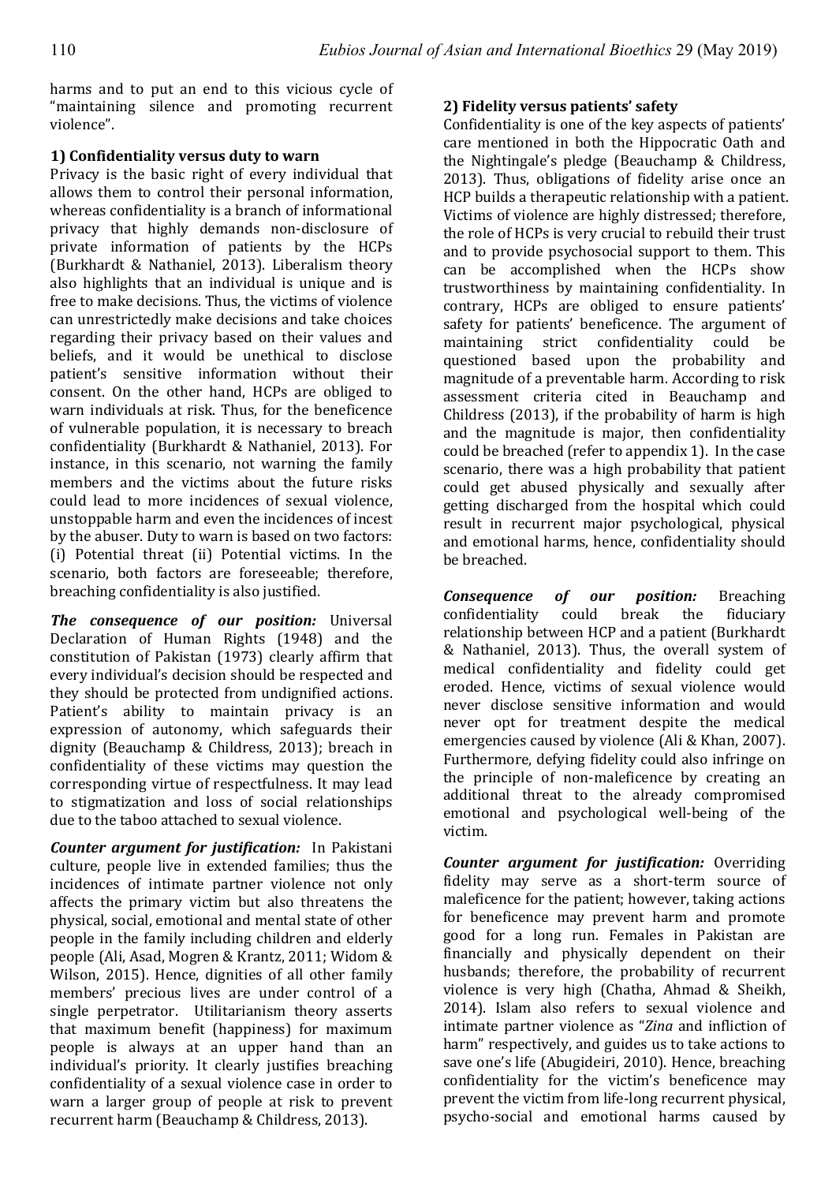harms and to put an end to this vicious cycle of "maintaining silence and promoting recurrent violence".

**1) Confidentiality versus duty to warn**

Privacy is the basic right of every individual that allows them to control their personal information, whereas confidentiality is a branch of informational privacy that highly demands non-disclosure of private information of patients by the HCPs (Burkhardt & Nathaniel, 2013). Liberalism theory also highlights that an individual is unique and is free to make decisions. Thus, the victims of violence can unrestrictedly make decisions and take choices regarding their privacy based on their values and beliefs, and it would be unethical to disclose patient's sensitive information without their consent. On the other hand, HCPs are obliged to warn individuals at risk. Thus, for the beneficence of vulnerable population, it is necessary to breach confidentiality (Burkhardt & Nathaniel, 2013). For instance, in this scenario, not warning the family members and the victims about the future risks could lead to more incidences of sexual violence, unstoppable harm and even the incidences of incest by the abuser. Duty to warn is based on two factors: (i) Potential threat (ii) Potential victims. In the scenario, both factors are foreseeable; therefore, breaching confidentiality is also justified.

***The consequence of our position:*** Universal Declaration of Human Rights (1948) and the constitution of Pakistan (1973) clearly affirm that every individual's decision should be respected and they should be protected from undignified actions. Patient's ability to maintain privacy is an expression of autonomy, which safeguards their dignity (Beauchamp & Childress, 2013); breach in confidentiality of these victims may question the corresponding virtue of respectfulness. It may lead to stigmatization and loss of social relationships due to the taboo attached to sexual violence.

***Counter argument for justification:*** In Pakistani culture, people live in extended families; thus the incidences of intimate partner violence not only affects the primary victim but also threatens the physical, social, emotional and mental state of other people in the family including children and elderly people (Ali, Asad, Mogren & Krantz, 2011; Widom & Wilson, 2015). Hence, dignities of all other family members' precious lives are under control of a single perpetrator. Utilitarianism theory asserts that maximum benefit (happiness) for maximum people is always at an upper hand than an individual's priority. It clearly justifies breaching confidentiality of a sexual violence case in order to warn a larger group of people at risk to prevent recurrent harm (Beauchamp & Childress, 2013).

**2) Fidelity versus patients' safety**

Confidentiality is one of the key aspects of patients' care mentioned in both the Hippocratic Oath and the Nightingale's pledge (Beauchamp & Childress, 2013). Thus, obligations of fidelity arise once an HCP builds a therapeutic relationship with a patient. Victims of violence are highly distressed; therefore, the role of HCPs is very crucial to rebuild their trust and to provide psychosocial support to them. This can be accomplished when the HCPs show trustworthiness by maintaining confidentiality. In contrary, HCPs are obliged to ensure patients' safety for patients' beneficence. The argument of maintaining strict confidentiality could be questioned based upon the probability and magnitude of a preventable harm. According to risk assessment criteria cited in Beauchamp and Childress (2013), if the probability of harm is high and the magnitude is major, then confidentiality could be breached (refer to appendix 1). In the case scenario, there was a high probability that patient could get abused physically and sexually after getting discharged from the hospital which could result in recurrent major psychological, physical and emotional harms, hence, confidentiality should be breached.

***Consequence of our position:*** Breaching confidentiality could break the fiduciary relationship between HCP and a patient (Burkhardt & Nathaniel, 2013). Thus, the overall system of medical confidentiality and fidelity could get eroded. Hence, victims of sexual violence would never disclose sensitive information and would never opt for treatment despite the medical emergencies caused by violence (Ali & Khan, 2007). Furthermore, defying fidelity could also infringe on the principle of non-maleficence by creating an additional threat to the already compromised emotional and psychological well-being of the victim.

***Counter argument for justification:*** Overriding fidelity may serve as a short-term source of maleficence for the patient; however, taking actions for beneficence may prevent harm and promote good for a long run. Females in Pakistan are financially and physically dependent on their husbands; therefore, the probability of recurrent violence is very high (Chatha, Ahmad & Sheikh, 2014). Islam also refers to sexual violence and intimate partner violence as "*Zina* and infliction of harm" respectively, and guides us to take actions to save one's life (Abugideiri, 2010). Hence, breaching confidentiality for the victim's beneficence may prevent the victim from life-long recurrent physical, psycho-social and emotional harms caused by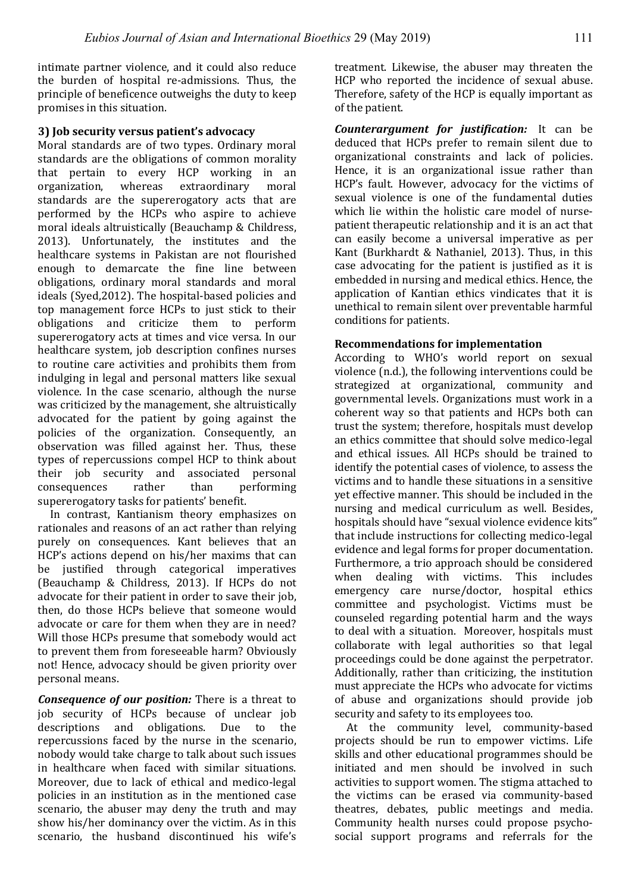intimate partner violence, and it could also reduce the burden of hospital re-admissions. Thus, the principle of beneficence outweighs the duty to keep promises in this situation.

### 3) Job security versus patient's advocacy

Moral standards are of two types. Ordinary moral standards are the obligations of common morality that pertain to every HCP working in an organization, whereas extraordinary moral standards are the supererogatory acts that are performed by the HCPs who aspire to achieve moral ideals altruistically (Beauchamp & Childress, 2013). Unfortunately, the institutes and the healthcare systems in Pakistan are not flourished enough to demarcate the fine line between obligations, ordinary moral standards and moral ideals (Syed,2012). The hospital-based policies and top management force HCPs to just stick to their obligations and criticize them to perform supererogatory acts at times and vice versa. In our healthcare system, job description confines nurses to routine care activities and prohibits them from indulging in legal and personal matters like sexual violence. In the case scenario, although the nurse was criticized by the management, she altruistically advocated for the patient by going against the policies of the organization. Consequently, an observation was filled against her. Thus, these types of repercussions compel HCP to think about their job security and associated personal consequences rather than performing supererogatory tasks for patients' benefit.

In contrast, Kantianism theory emphasizes on rationales and reasons of an act rather than relying purely on consequences. Kant believes that an HCP's actions depend on his/her maxims that can be justified through categorical imperatives (Beauchamp & Childress, 2013). If HCPs do not advocate for their patient in order to save their job, then, do those HCPs believe that someone would advocate or care for them when they are in need? Will those HCPs presume that somebody would act to prevent them from foreseeable harm? Obviously not! Hence, advocacy should be given priority over personal means.

***Consequence of our position:*** There is a threat to job security of HCPs because of unclear job descriptions and obligations. Due to the repercussions faced by the nurse in the scenario, nobody would take charge to talk about such issues in healthcare when faced with similar situations. Moreover, due to lack of ethical and medico-legal policies in an institution as in the mentioned case scenario, the abuser may deny the truth and may show his/her dominancy over the victim. As in this scenario, the husband discontinued his wife's treatment. Likewise, the abuser may threaten the HCP who reported the incidence of sexual abuse. Therefore, safety of the HCP is equally important as of the patient.

***Counterargument for justification:*** It can be deduced that HCPs prefer to remain silent due to organizational constraints and lack of policies. Hence, it is an organizational issue rather than HCP's fault. However, advocacy for the victims of sexual violence is one of the fundamental duties which lie within the holistic care model of nurse-patient therapeutic relationship and it is an act that can easily become a universal imperative as per Kant (Burkhardt & Nathaniel, 2013). Thus, in this case advocating for the patient is justified as it is embedded in nursing and medical ethics. Hence, the application of Kantian ethics vindicates that it is unethical to remain silent over preventable harmful conditions for patients.

### Recommendations for implementation

According to WHO's world report on sexual violence (n.d.), the following interventions could be strategized at organizational, community and governmental levels. Organizations must work in a coherent way so that patients and HCPs both can trust the system; therefore, hospitals must develop an ethics committee that should solve medico-legal and ethical issues. All HCPs should be trained to identify the potential cases of violence, to assess the victims and to handle these situations in a sensitive yet effective manner. This should be included in the nursing and medical curriculum as well. Besides, hospitals should have "sexual violence evidence kits" that include instructions for collecting medico-legal evidence and legal forms for proper documentation. Furthermore, a trio approach should be considered when dealing with victims. This includes emergency care nurse/doctor, hospital ethics committee and psychologist. Victims must be counseled regarding potential harm and the ways to deal with a situation. Moreover, hospitals must collaborate with legal authorities so that legal proceedings could be done against the perpetrator. Additionally, rather than criticizing, the institution must appreciate the HCPs who advocate for victims of abuse and organizations should provide job security and safety to its employees too.

At the community level, community-based projects should be run to empower victims. Life skills and other educational programmes should be initiated and men should be involved in such activities to support women. The stigma attached to the victims can be erased via community-based theatres, debates, public meetings and media. Community health nurses could propose psycho-social support programs and referrals for the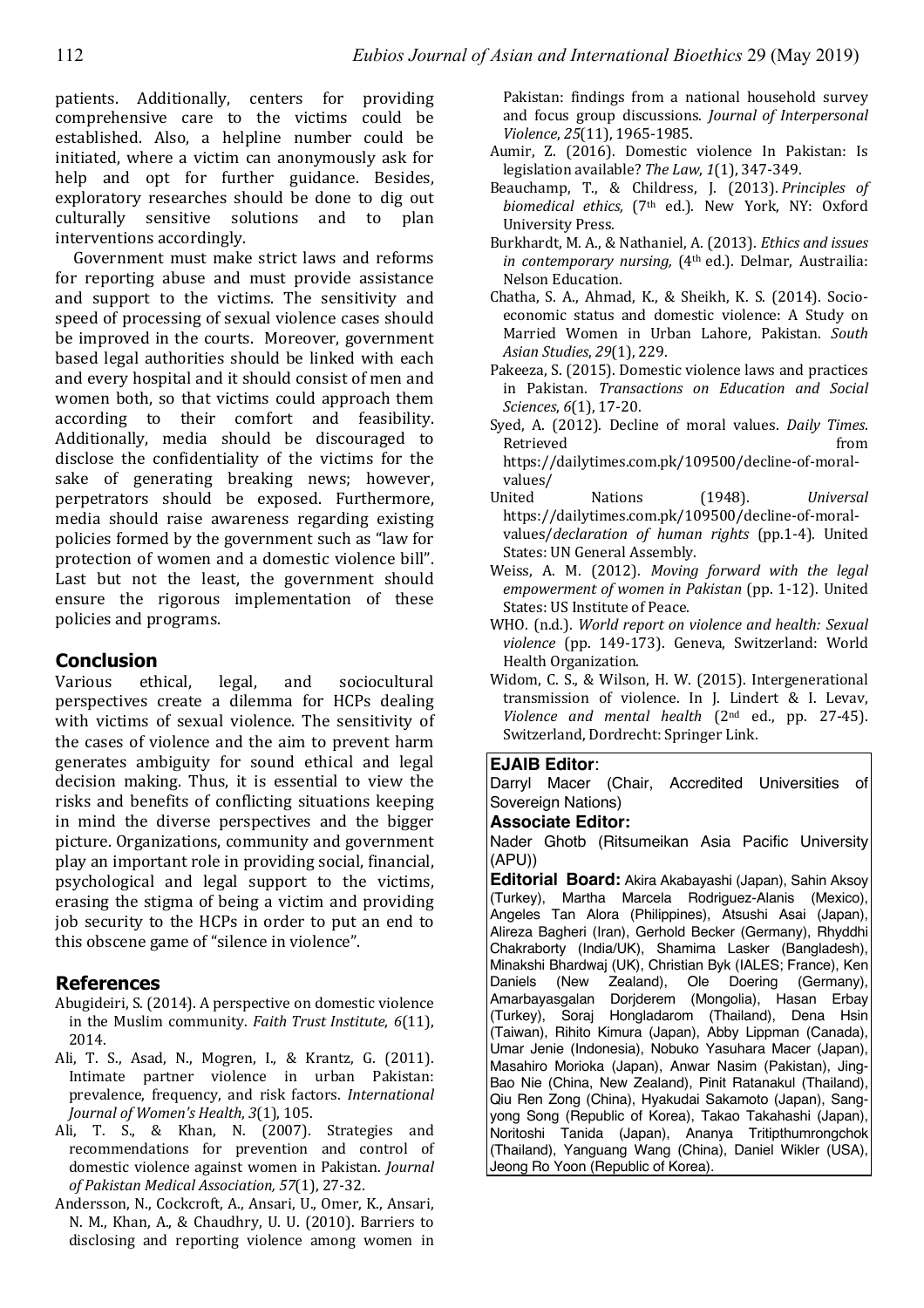patients. Additionally, centers for providing comprehensive care to the victims could be established. Also, a helpline number could be initiated, where a victim can anonymously ask for help and opt for further guidance. Besides, exploratory researches should be done to dig out culturally sensitive solutions and to plan interventions accordingly.

Government must make strict laws and reforms for reporting abuse and must provide assistance and support to the victims. The sensitivity and speed of processing of sexual violence cases should be improved in the courts. Moreover, government based legal authorities should be linked with each and every hospital and it should consist of men and women both, so that victims could approach them according to their comfort and feasibility. Additionally, media should be discouraged to disclose the confidentiality of the victims for the sake of generating breaking news; however, perpetrators should be exposed. Furthermore, media should raise awareness regarding existing policies formed by the government such as "law for protection of women and a domestic violence bill". Last but not the least, the government should ensure the rigorous implementation of these policies and programs.

## Conclusion

Various ethical, legal, and sociocultural perspectives create a dilemma for HCPs dealing with victims of sexual violence. The sensitivity of the cases of violence and the aim to prevent harm generates ambiguity for sound ethical and legal decision making. Thus, it is essential to view the risks and benefits of conflicting situations keeping in mind the diverse perspectives and the bigger picture. Organizations, community and government play an important role in providing social, financial, psychological and legal support to the victims, erasing the stigma of being a victim and providing job security to the HCPs in order to put an end to this obscene game of "silence in violence".

## References

Abugideiri, S. (2014). A perspective on domestic violence in the Muslim community. *Faith Trust Institute*, *6*(11), 2014.

Ali, T. S., Asad, N., Mogren, I., & Krantz, G. (2011). Intimate partner violence in urban Pakistan: prevalence, frequency, and risk factors. *International Journal of Women's Health*, *3*(1), 105.

Ali, T. S., & Khan, N. (2007). Strategies and recommendations for prevention and control of domestic violence against women in Pakistan. *Journal of Pakistan Medical Association, 57*(1), 27-32.

Andersson, N., Cockcroft, A., Ansari, U., Omer, K., Ansari, N. M., Khan, A., & Chaudhry, U. U. (2010). Barriers to disclosing and reporting violence among women in Pakistan: findings from a national household survey and focus group discussions. *Journal of Interpersonal Violence*, *25*(11), 1965-1985.

Aumir, Z. (2016). Domestic violence In Pakistan: Is legislation available? *The Law*, *1*(1), 347-349.

Beauchamp, T., & Childress, J. (2013). *Principles of biomedical ethics,* (7th ed.). New York, NY: Oxford University Press.

Burkhardt, M. A., & Nathaniel, A. (2013). *Ethics and issues in contemporary nursing,* (4th ed.). Delmar, Austrailia: Nelson Education.

Chatha, S. A., Ahmad, K., & Sheikh, K. S. (2014). Socio-economic status and domestic violence: A Study on Married Women in Urban Lahore, Pakistan. *South Asian Studies*, *29*(1), 229.

Pakeeza, S. (2015). Domestic violence laws and practices in Pakistan. *Transactions on Education and Social Sciences*, *6*(1), 17-20.

Syed, A. (2012). Decline of moral values. *Daily Times*. Retrieved from https://dailytimes.com.pk/109500/decline-of-moral-values/

United Nations (1948). *Universal* https://dailytimes.com.pk/109500/decline-of-moral-values/*declaration of human rights* (pp.1-4). United States: UN General Assembly.

Weiss, A. M. (2012). *Moving forward with the legal empowerment of women in Pakistan* (pp. 1-12). United States: US Institute of Peace.

WHO. (n.d.). *World report on violence and health: Sexual violence* (pp. 149-173). Geneva, Switzerland: World Health Organization.

Widom, C. S., & Wilson, H. W. (2015). Intergenerational transmission of violence. In J. Lindert & I. Levav, *Violence and mental health* (2nd ed., pp. 27-45). Switzerland, Dordrecht: Springer Link.

**EJAIB Editor**:
Darryl Macer (Chair, Accredited Universities of Sovereign Nations)

**Associate Editor:**
Nader Ghotb (Ritsumeikan Asia Pacific University (APU))

**Editorial Board:** Akira Akabayashi (Japan), Sahin Aksoy (Turkey), Martha Marcela Rodriguez-Alanis (Mexico), Angeles Tan Alora (Philippines), Atsushi Asai (Japan), Alireza Bagheri (Iran), Gerhold Becker (Germany), Rhyddhi Chakraborty (India/UK), Shamima Lasker (Bangladesh), Minakshi Bhardwaj (UK), Christian Byk (IALES; France), Ken Daniels (New Zealand), Ole Doering (Germany), Amarbayasgalan Dorjderem (Mongolia), Hasan Erbay (Turkey), Soraj Hongladarom (Thailand), Dena Hsin (Taiwan), Rihito Kimura (Japan), Abby Lippman (Canada), Umar Jenie (Indonesia), Nobuko Yasuhara Macer (Japan), Masahiro Morioka (Japan), Anwar Nasim (Pakistan), Jing-Bao Nie (China, New Zealand), Pinit Ratanakul (Thailand), Qiu Ren Zong (China), Hyakudai Sakamoto (Japan), Sang-yong Song (Republic of Korea), Takao Takahashi (Japan), Noritoshi Tanida (Japan), Ananya Tritipthumrongchok (Thailand), Yanguang Wang (China), Daniel Wikler (USA), Jeong Ro Yoon (Republic of Korea).